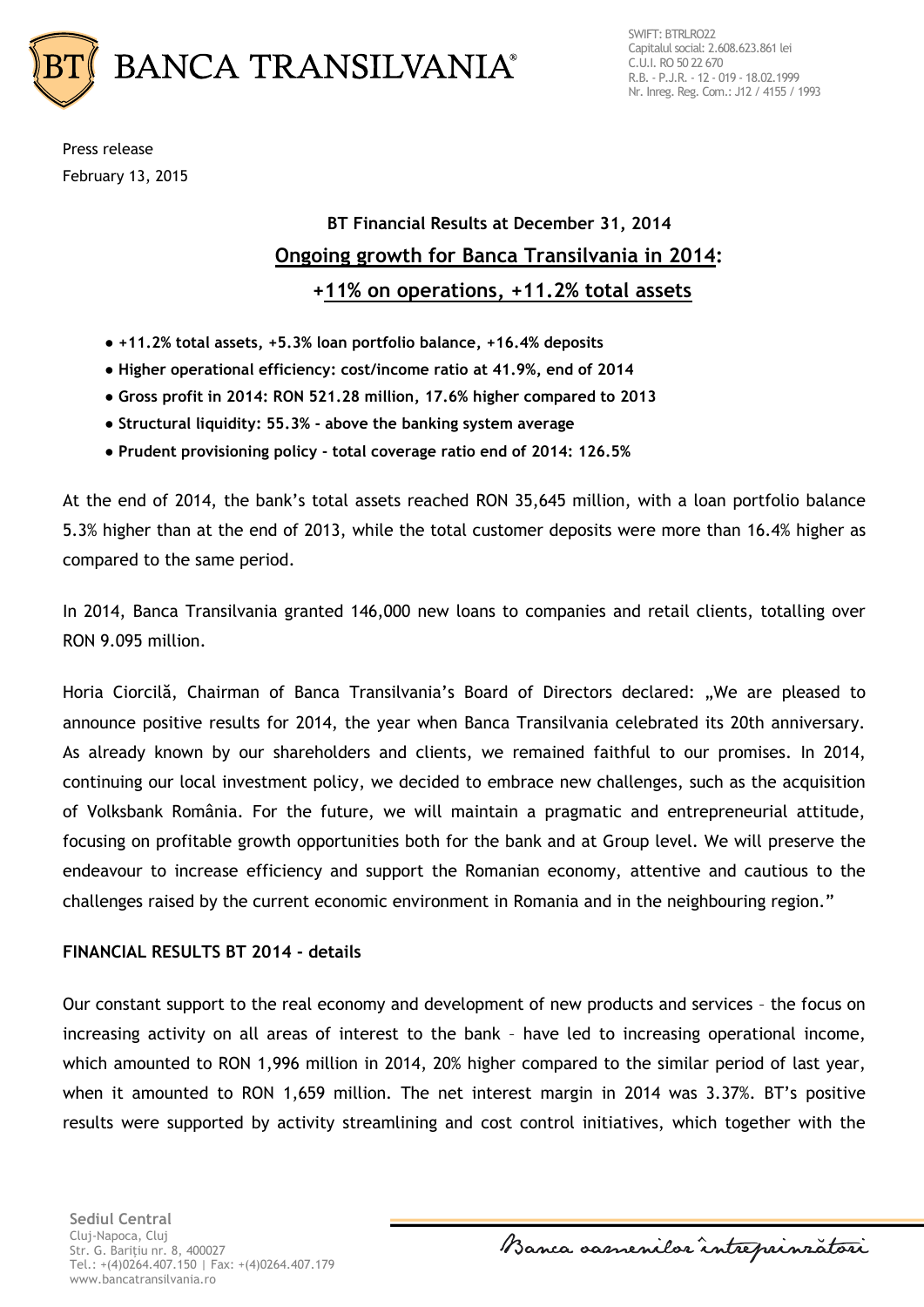BANCA TRANSILVANIA®

SWIFT: BTRLRO22
Capitalul social: 2.608.623.861 lei
C.U.I. RO 50 22 670
R.B. - P.J.R. - 12 - 019 - 18.02.1999
Nr. Inreg. Reg. Com.: J12 / 4155 / 1993

Press release
February 13, 2015

**BT Financial Results at December 31, 2014**

## Ongoing growth for Banca Transilvania in 2014: +11% on operations, +11.2% total assets

- **+11.2% total assets, +5.3% loan portfolio balance, +16.4% deposits**
- **Higher operational efficiency: cost/income ratio at 41.9%, end of 2014**
- **Gross profit in 2014: RON 521.28 million, 17.6% higher compared to 2013**
- **Structural liquidity: 55.3% - above the banking system average**
- **Prudent provisioning policy - total coverage ratio end of 2014: 126.5%**

At the end of 2014, the bank's total assets reached RON 35,645 million, with a loan portfolio balance 5.3% higher than at the end of 2013, while the total customer deposits were more than 16.4% higher as compared to the same period.

In 2014, Banca Transilvania granted 146,000 new loans to companies and retail clients, totalling over RON 9.095 million.

Horia Ciorcilă, Chairman of Banca Transilvania's Board of Directors declared: „We are pleased to announce positive results for 2014, the year when Banca Transilvania celebrated its 20th anniversary. As already known by our shareholders and clients, we remained faithful to our promises. In 2014, continuing our local investment policy, we decided to embrace new challenges, such as the acquisition of Volksbank România. For the future, we will maintain a pragmatic and entrepreneurial attitude, focusing on profitable growth opportunities both for the bank and at Group level. We will preserve the endeavour to increase efficiency and support the Romanian economy, attentive and cautious to the challenges raised by the current economic environment in Romania and in the neighbouring region."

**FINANCIAL RESULTS BT 2014 - details**

Our constant support to the real economy and development of new products and services – the focus on increasing activity on all areas of interest to the bank – have led to increasing operational income, which amounted to RON 1,996 million in 2014, 20% higher compared to the similar period of last year, when it amounted to RON 1,659 million. The net interest margin in 2014 was 3.37%. BT's positive results were supported by activity streamlining and cost control initiatives, which together with the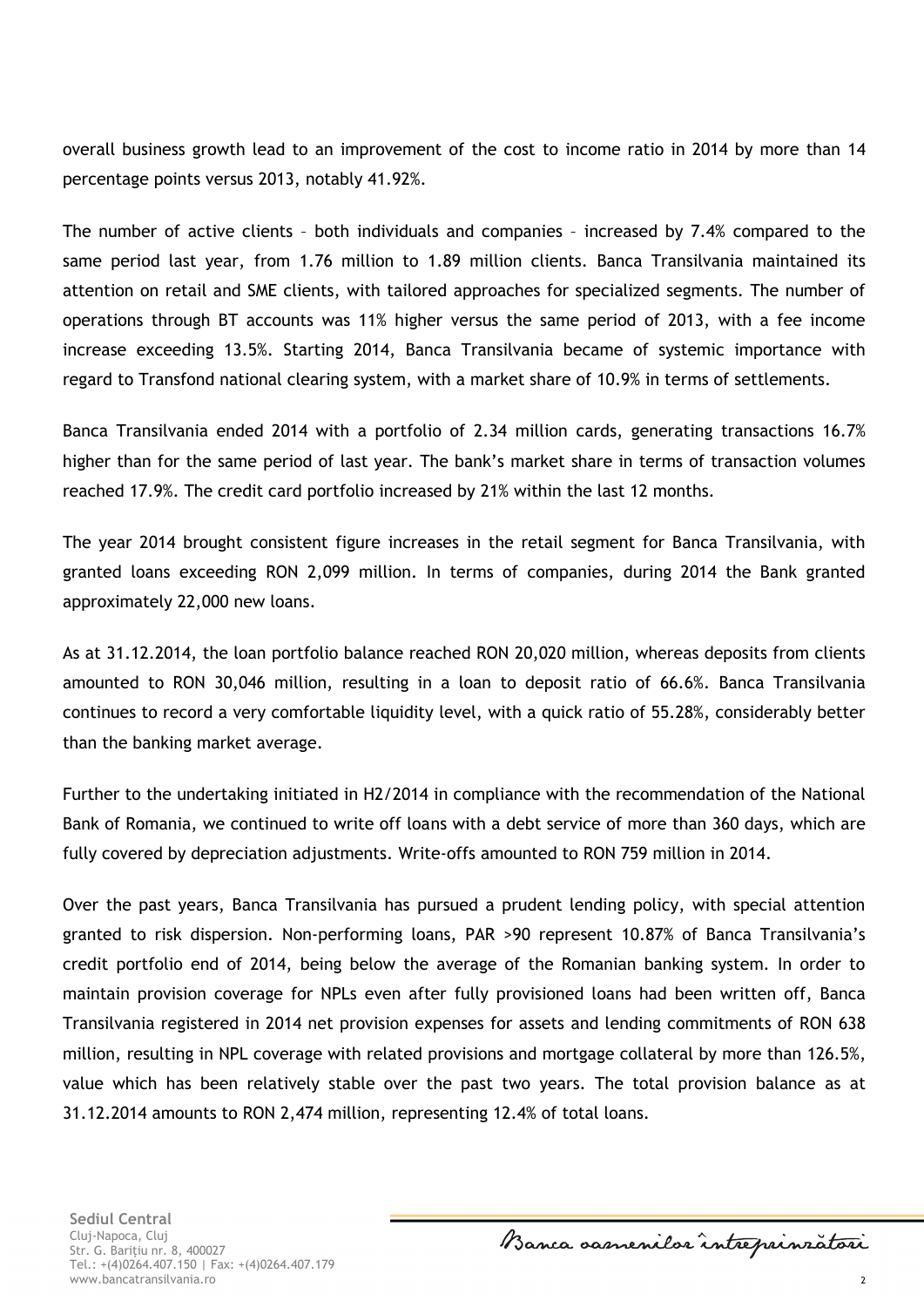overall business growth lead to an improvement of the cost to income ratio in 2014 by more than 14 percentage points versus 2013, notably 41.92%.

The number of active clients – both individuals and companies – increased by 7.4% compared to the same period last year, from 1.76 million to 1.89 million clients. Banca Transilvania maintained its attention on retail and SME clients, with tailored approaches for specialized segments. The number of operations through BT accounts was 11% higher versus the same period of 2013, with a fee income increase exceeding 13.5%. Starting 2014, Banca Transilvania became of systemic importance with regard to Transfond national clearing system, with a market share of 10.9% in terms of settlements.

Banca Transilvania ended 2014 with a portfolio of 2.34 million cards, generating transactions 16.7% higher than for the same period of last year. The bank's market share in terms of transaction volumes reached 17.9%. The credit card portfolio increased by 21% within the last 12 months.

The year 2014 brought consistent figure increases in the retail segment for Banca Transilvania, with granted loans exceeding RON 2,099 million. In terms of companies, during 2014 the Bank granted approximately 22,000 new loans.

As at 31.12.2014, the loan portfolio balance reached RON 20,020 million, whereas deposits from clients amounted to RON 30,046 million, resulting in a loan to deposit ratio of 66.6%. Banca Transilvania continues to record a very comfortable liquidity level, with a quick ratio of 55.28%, considerably better than the banking market average.

Further to the undertaking initiated in H2/2014 in compliance with the recommendation of the National Bank of Romania, we continued to write off loans with a debt service of more than 360 days, which are fully covered by depreciation adjustments. Write-offs amounted to RON 759 million in 2014.

Over the past years, Banca Transilvania has pursued a prudent lending policy, with special attention granted to risk dispersion. Non-performing loans, PAR >90 represent 10.87% of Banca Transilvania's credit portfolio end of 2014, being below the average of the Romanian banking system. In order to maintain provision coverage for NPLs even after fully provisioned loans had been written off, Banca Transilvania registered in 2014 net provision expenses for assets and lending commitments of RON 638 million, resulting in NPL coverage with related provisions and mortgage collateral by more than 126.5%, value which has been relatively stable over the past two years. The total provision balance as at 31.12.2014 amounts to RON 2,474 million, representing 12.4% of total loans.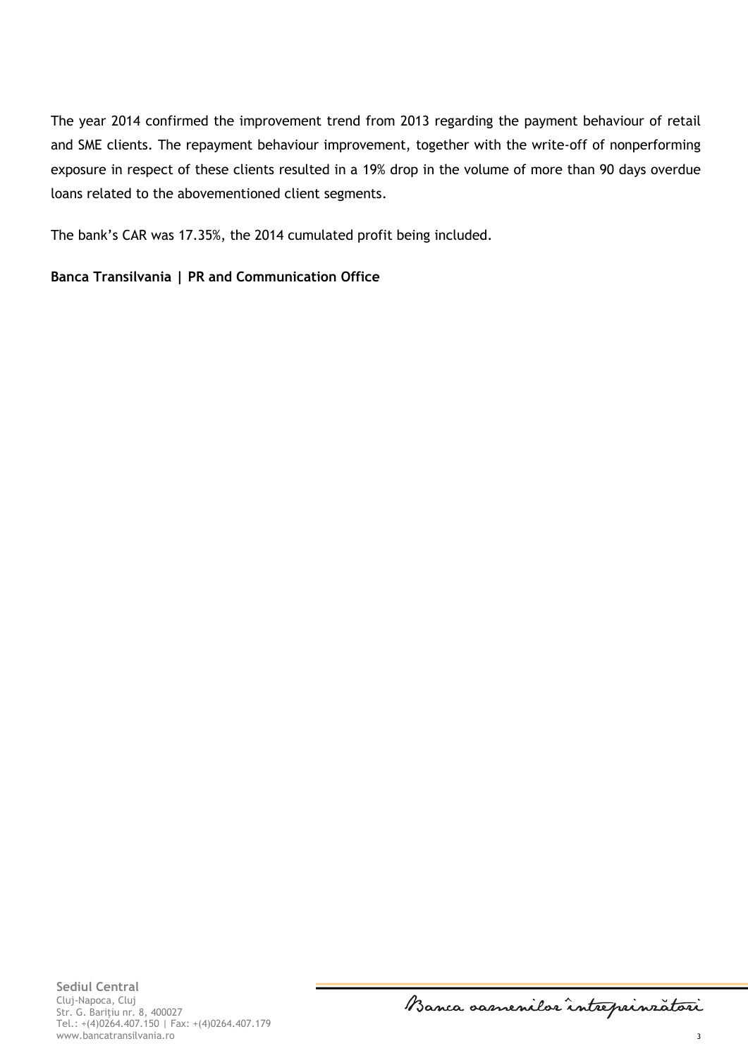The year 2014 confirmed the improvement trend from 2013 regarding the payment behaviour of retail and SME clients. The repayment behaviour improvement, together with the write-off of nonperforming exposure in respect of these clients resulted in a 19% drop in the volume of more than 90 days overdue loans related to the abovementioned client segments.

The bank's CAR was 17.35%, the 2014 cumulated profit being included.

**Banca Transilvania | PR and Communication Office**